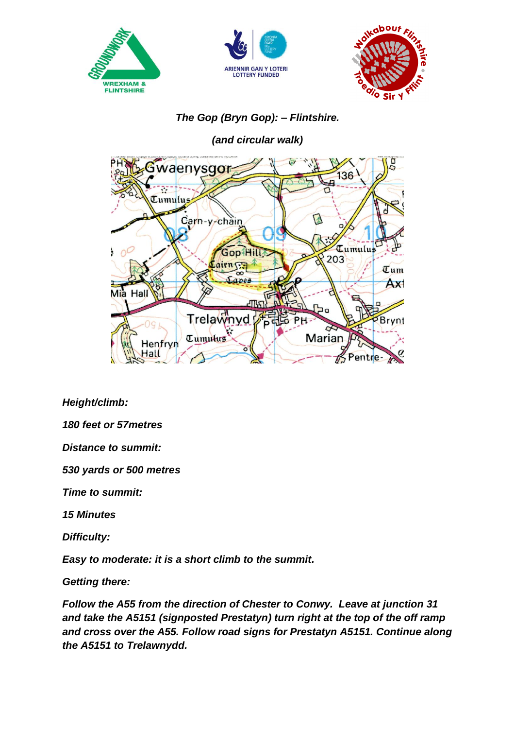### *The Gop (Bryn Gop): – Flintshire.*

### *(and circular walk)*

***Height/climb:***

***180 feet or 57metres***

***Distance to summit:***

***530 yards or 500 metres***

***Time to summit:***

***15 Minutes***

***Difficulty:***

***Easy to moderate: it is a short climb to the summit.***

***Getting there:***

***Follow the A55 from the direction of Chester to Conwy. Leave at junction 31 and take the A5151 (signposted Prestatyn) turn right at the top of the off ramp and cross over the A55. Follow road signs for Prestatyn A5151. Continue along the A5151 to Trelawnydd.***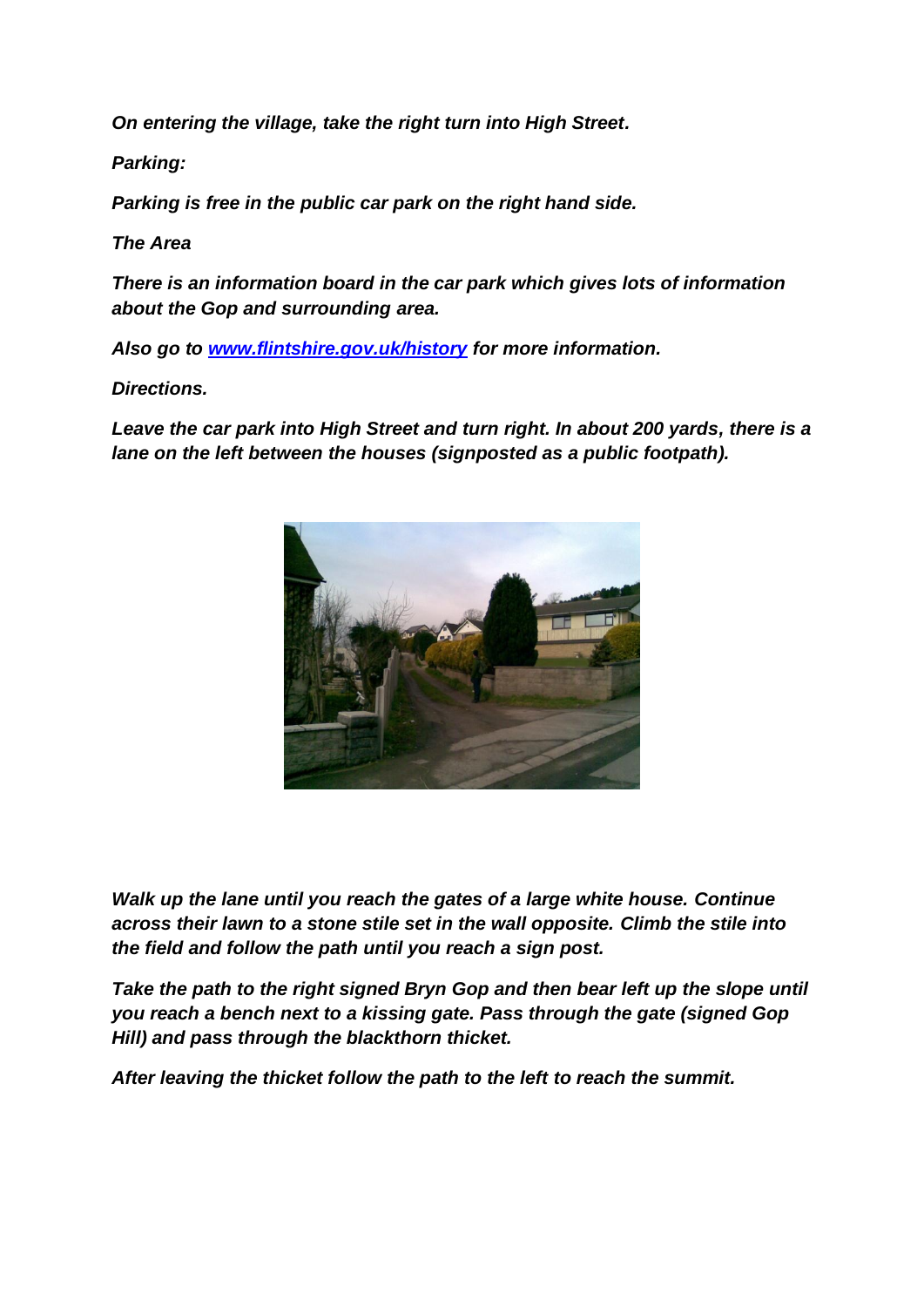***On entering the village, take the right turn into High Street.***

***Parking:***

***Parking is free in the public car park on the right hand side.***

***The Area***

***There is an information board in the car park which gives lots of information about the Gop and surrounding area.***

***Also go to [www.flintshire.gov.uk/history](http://www.flintshire.gov.uk/history) for more information.***

***Directions.***

***Leave the car park into High Street and turn right. In about 200 yards, there is a lane on the left between the houses (signposted as a public footpath).***

***Walk up the lane until you reach the gates of a large white house. Continue across their lawn to a stone stile set in the wall opposite. Climb the stile into the field and follow the path until you reach a sign post.***

***Take the path to the right signed Bryn Gop and then bear left up the slope until you reach a bench next to a kissing gate. Pass through the gate (signed Gop Hill) and pass through the blackthorn thicket.***

***After leaving the thicket follow the path to the left to reach the summit.***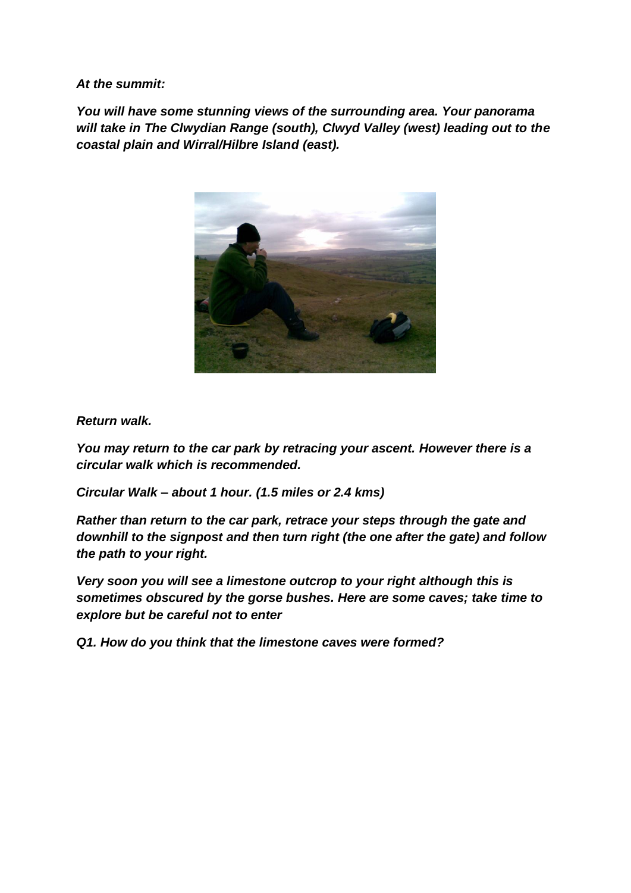***At the summit:***

***You will have some stunning views of the surrounding area. Your panorama will take in The Clwydian Range (south), Clwyd Valley (west) leading out to the coastal plain and Wirral/Hilbre Island (east).***

***Return walk.***

***You may return to the car park by retracing your ascent. However there is a circular walk which is recommended.***

***Circular Walk – about 1 hour. (1.5 miles or 2.4 kms)***

***Rather than return to the car park, retrace your steps through the gate and downhill to the signpost and then turn right (the one after the gate) and follow the path to your right.***

***Very soon you will see a limestone outcrop to your right although this is sometimes obscured by the gorse bushes. Here are some caves; take time to explore but be careful not to enter***

***Q1. How do you think that the limestone caves were formed?***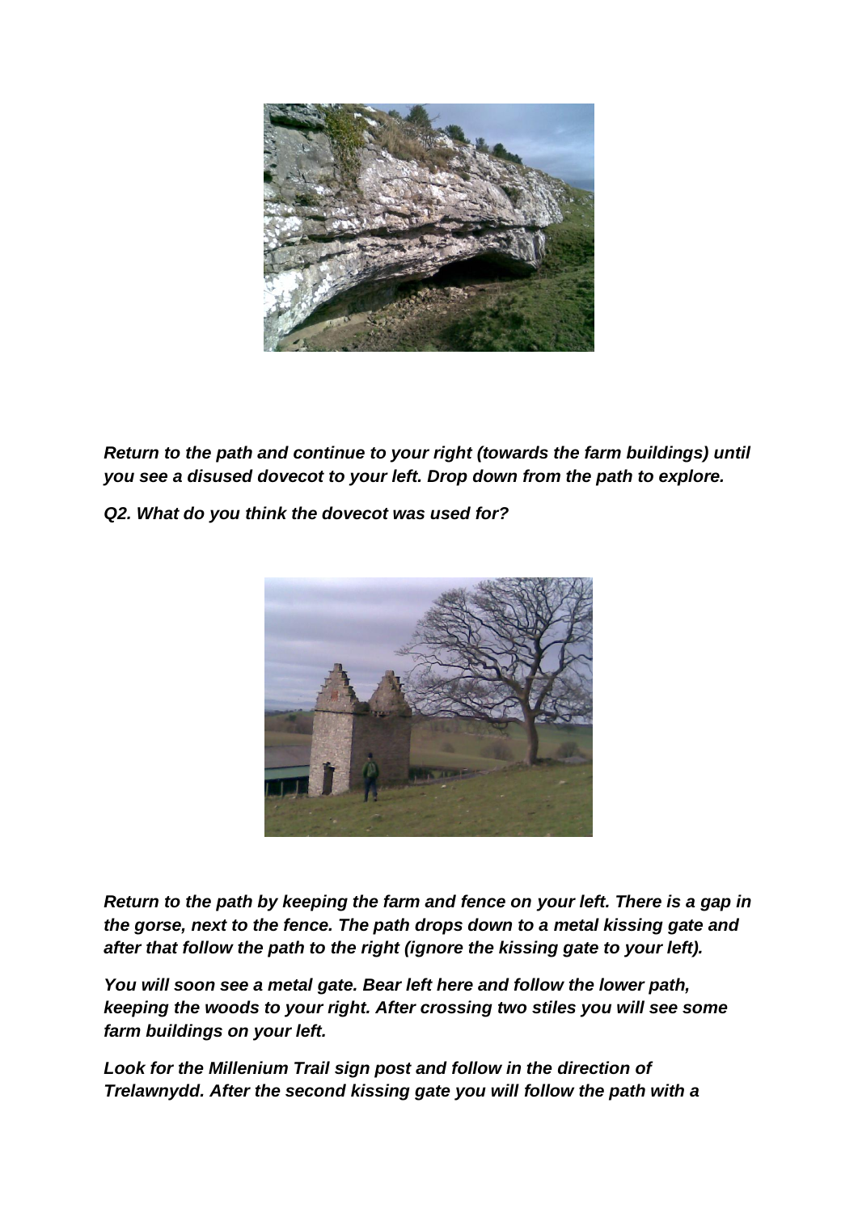***Return to the path and continue to your right (towards the farm buildings) until you see a disused dovecot to your left. Drop down from the path to explore.***

***Q2. What do you think the dovecot was used for?***

***Return to the path by keeping the farm and fence on your left. There is a gap in the gorse, next to the fence. The path drops down to a metal kissing gate and after that follow the path to the right (ignore the kissing gate to your left).***

***You will soon see a metal gate. Bear left here and follow the lower path, keeping the woods to your right. After crossing two stiles you will see some farm buildings on your left.***

***Look for the Millenium Trail sign post and follow in the direction of Trelawnydd. After the second kissing gate you will follow the path with a***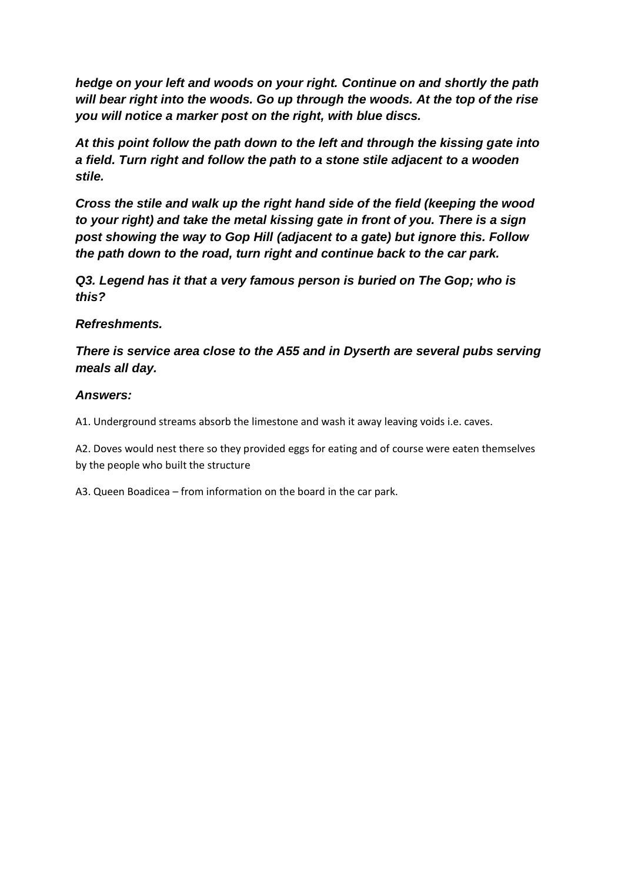***hedge on your left and woods on your right. Continue on and shortly the path will bear right into the woods. Go up through the woods. At the top of the rise you will notice a marker post on the right, with blue discs.***

***At this point follow the path down to the left and through the kissing gate into a field. Turn right and follow the path to a stone stile adjacent to a wooden stile.***

***Cross the stile and walk up the right hand side of the field (keeping the wood to your right) and take the metal kissing gate in front of you. There is a sign post showing the way to Gop Hill (adjacent to a gate) but ignore this. Follow the path down to the road, turn right and continue back to the car park.***

***Q3. Legend has it that a very famous person is buried on The Gop; who is this?***

***Refreshments.***

***There is service area close to the A55 and in Dyserth are several pubs serving meals all day.***

***Answers:***

A1. Underground streams absorb the limestone and wash it away leaving voids i.e. caves.

A2. Doves would nest there so they provided eggs for eating and of course were eaten themselves by the people who built the structure

A3. Queen Boadicea – from information on the board in the car park.